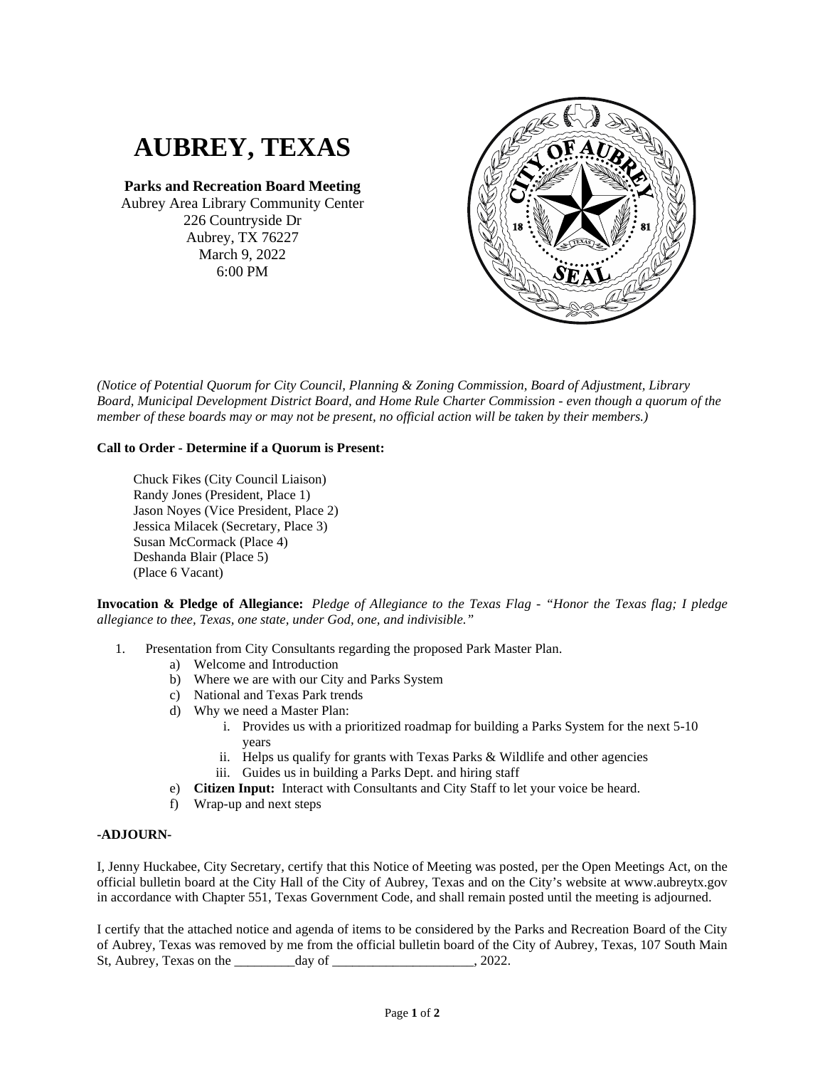# AUBREY, TEXAS

**Parks and Recreation Board Meeting**
Aubrey Area Library Community Center
226 Countryside Dr
Aubrey, TX 76227
March 9, 2022
6:00 PM

*(Notice of Potential Quorum for City Council, Planning & Zoning Commission, Board of Adjustment, Library Board, Municipal Development District Board, and Home Rule Charter Commission - even though a quorum of the member of these boards may or may not be present, no official action will be taken by their members.)*

**Call to Order - Determine if a Quorum is Present:**

Chuck Fikes (City Council Liaison)
Randy Jones (President, Place 1)
Jason Noyes (Vice President, Place 2)
Jessica Milacek (Secretary, Place 3)
Susan McCormack (Place 4)
Deshanda Blair (Place 5)
(Place 6 Vacant)

**Invocation & Pledge of Allegiance:** *Pledge of Allegiance to the Texas Flag - "Honor the Texas flag; I pledge allegiance to thee, Texas, one state, under God, one, and indivisible."*

1. Presentation from City Consultants regarding the proposed Park Master Plan.
   a) Welcome and Introduction
   b) Where we are with our City and Parks System
   c) National and Texas Park trends
   d) Why we need a Master Plan:
      i. Provides us with a prioritized roadmap for building a Parks System for the next 5-10 years
      ii. Helps us qualify for grants with Texas Parks & Wildlife and other agencies
      iii. Guides us in building a Parks Dept. and hiring staff
   e) **Citizen Input:** Interact with Consultants and City Staff to let your voice be heard.
   f) Wrap-up and next steps

**-ADJOURN-**

I, Jenny Huckabee, City Secretary, certify that this Notice of Meeting was posted, per the Open Meetings Act, on the official bulletin board at the City Hall of the City of Aubrey, Texas and on the City's website at www.aubreytx.gov in accordance with Chapter 551, Texas Government Code, and shall remain posted until the meeting is adjourned.

I certify that the attached notice and agenda of items to be considered by the Parks and Recreation Board of the City of Aubrey, Texas was removed by me from the official bulletin board of the City of Aubrey, Texas, 107 South Main St, Aubrey, Texas on the _________day of _____________________, 2022.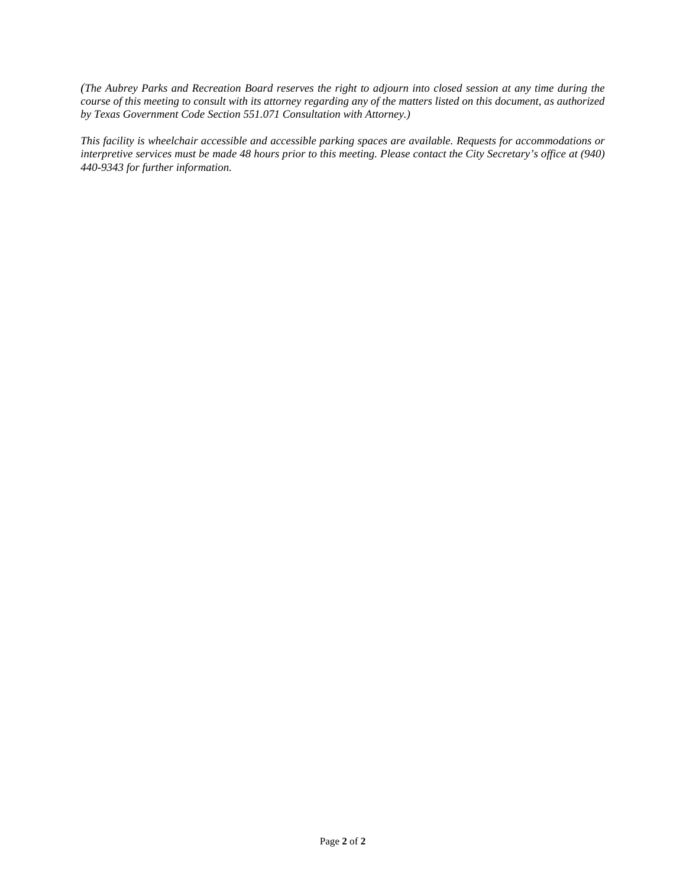*(The Aubrey Parks and Recreation Board reserves the right to adjourn into closed session at any time during the course of this meeting to consult with its attorney regarding any of the matters listed on this document, as authorized by Texas Government Code Section 551.071 Consultation with Attorney.)*

*This facility is wheelchair accessible and accessible parking spaces are available. Requests for accommodations or interpretive services must be made 48 hours prior to this meeting. Please contact the City Secretary's office at (940) 440-9343 for further information.*